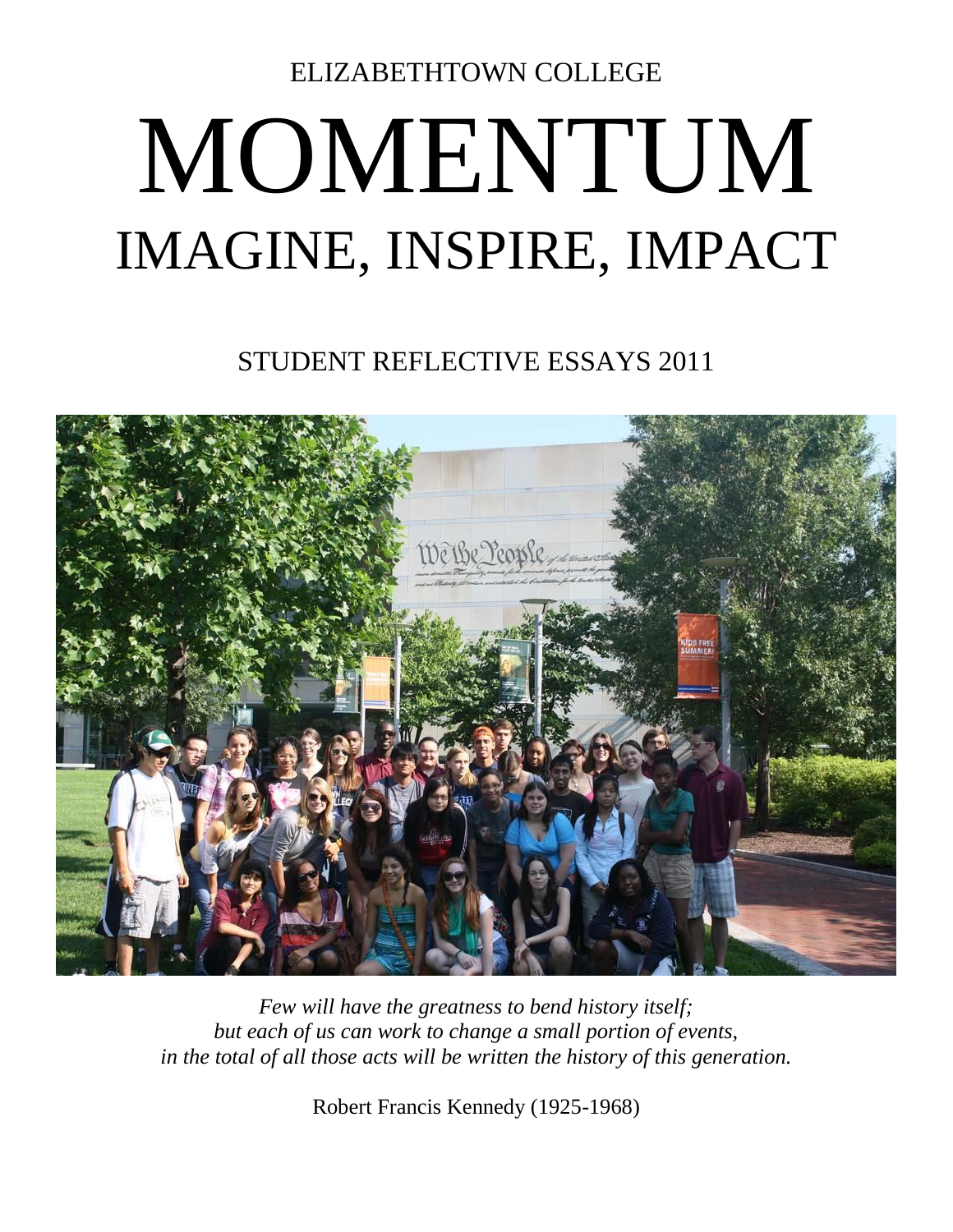ELIZABETHTOWN COLLEGE

# MOMENTUM

## IMAGINE, INSPIRE, IMPACT

STUDENT REFLECTIVE ESSAYS 2011

*Few will have the greatness to bend history itself;*
*but each of us can work to change a small portion of events,*
*in the total of all those acts will be written the history of this generation.*

Robert Francis Kennedy (1925-1968)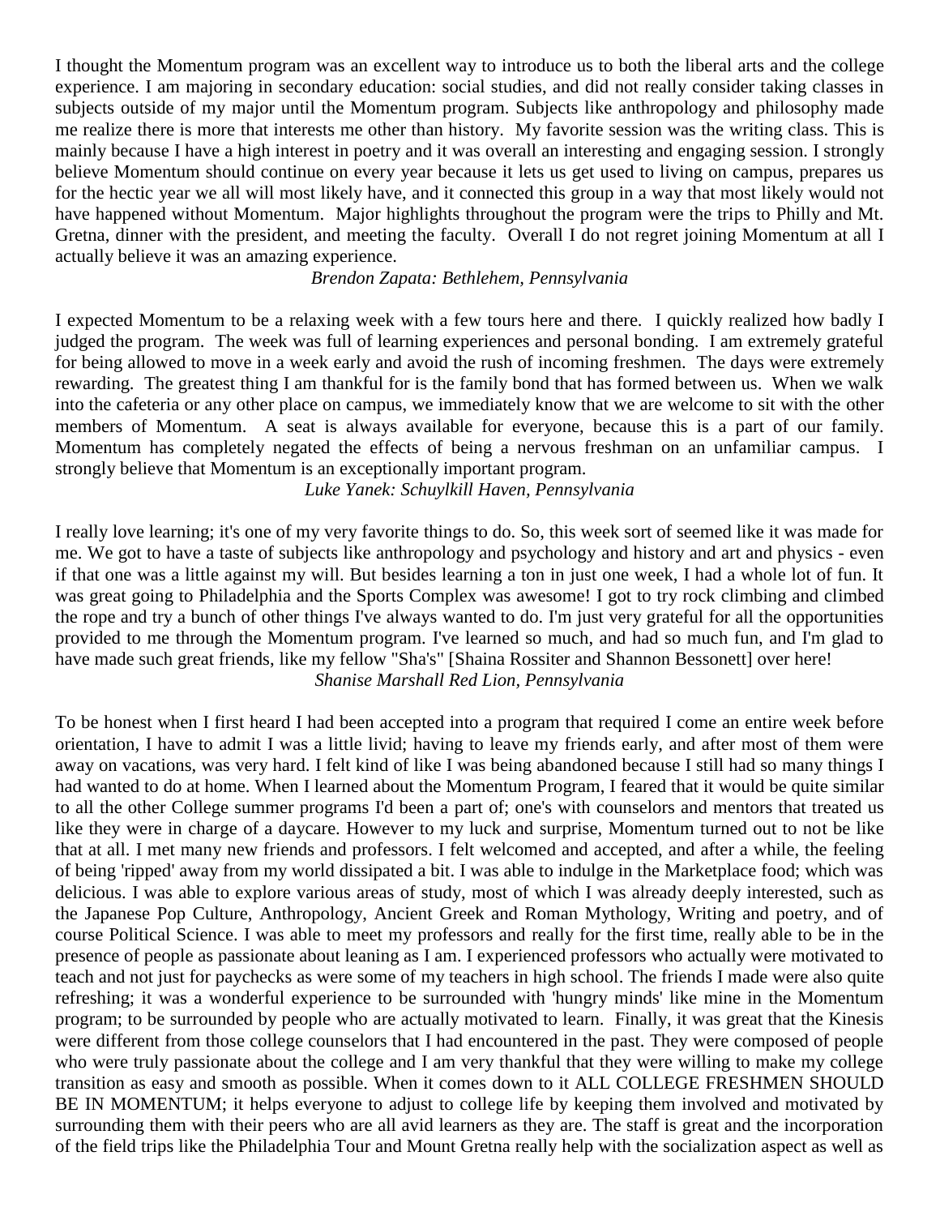I thought the Momentum program was an excellent way to introduce us to both the liberal arts and the college experience. I am majoring in secondary education: social studies, and did not really consider taking classes in subjects outside of my major until the Momentum program. Subjects like anthropology and philosophy made me realize there is more that interests me other than history. My favorite session was the writing class. This is mainly because I have a high interest in poetry and it was overall an interesting and engaging session. I strongly believe Momentum should continue on every year because it lets us get used to living on campus, prepares us for the hectic year we all will most likely have, and it connected this group in a way that most likely would not have happened without Momentum. Major highlights throughout the program were the trips to Philly and Mt. Gretna, dinner with the president, and meeting the faculty. Overall I do not regret joining Momentum at all I actually believe it was an amazing experience.

*Brendon Zapata: Bethlehem, Pennsylvania*

I expected Momentum to be a relaxing week with a few tours here and there. I quickly realized how badly I judged the program. The week was full of learning experiences and personal bonding. I am extremely grateful for being allowed to move in a week early and avoid the rush of incoming freshmen. The days were extremely rewarding. The greatest thing I am thankful for is the family bond that has formed between us. When we walk into the cafeteria or any other place on campus, we immediately know that we are welcome to sit with the other members of Momentum. A seat is always available for everyone, because this is a part of our family. Momentum has completely negated the effects of being a nervous freshman on an unfamiliar campus. I strongly believe that Momentum is an exceptionally important program.

*Luke Yanek: Schuylkill Haven, Pennsylvania*

I really love learning; it's one of my very favorite things to do. So, this week sort of seemed like it was made for me. We got to have a taste of subjects like anthropology and psychology and history and art and physics - even if that one was a little against my will. But besides learning a ton in just one week, I had a whole lot of fun. It was great going to Philadelphia and the Sports Complex was awesome! I got to try rock climbing and climbed the rope and try a bunch of other things I've always wanted to do. I'm just very grateful for all the opportunities provided to me through the Momentum program. I've learned so much, and had so much fun, and I'm glad to have made such great friends, like my fellow "Sha's" [Shaina Rossiter and Shannon Bessonett] over here!

*Shanise Marshall Red Lion, Pennsylvania*

To be honest when I first heard I had been accepted into a program that required I come an entire week before orientation, I have to admit I was a little livid; having to leave my friends early, and after most of them were away on vacations, was very hard. I felt kind of like I was being abandoned because I still had so many things I had wanted to do at home. When I learned about the Momentum Program, I feared that it would be quite similar to all the other College summer programs I'd been a part of; one's with counselors and mentors that treated us like they were in charge of a daycare. However to my luck and surprise, Momentum turned out to not be like that at all. I met many new friends and professors. I felt welcomed and accepted, and after a while, the feeling of being 'ripped' away from my world dissipated a bit. I was able to indulge in the Marketplace food; which was delicious. I was able to explore various areas of study, most of which I was already deeply interested, such as the Japanese Pop Culture, Anthropology, Ancient Greek and Roman Mythology, Writing and poetry, and of course Political Science. I was able to meet my professors and really for the first time, really able to be in the presence of people as passionate about leaning as I am. I experienced professors who actually were motivated to teach and not just for paychecks as were some of my teachers in high school. The friends I made were also quite refreshing; it was a wonderful experience to be surrounded with 'hungry minds' like mine in the Momentum program; to be surrounded by people who are actually motivated to learn. Finally, it was great that the Kinesis were different from those college counselors that I had encountered in the past. They were composed of people who were truly passionate about the college and I am very thankful that they were willing to make my college transition as easy and smooth as possible. When it comes down to it ALL COLLEGE FRESHMEN SHOULD BE IN MOMENTUM; it helps everyone to adjust to college life by keeping them involved and motivated by surrounding them with their peers who are all avid learners as they are. The staff is great and the incorporation of the field trips like the Philadelphia Tour and Mount Gretna really help with the socialization aspect as well as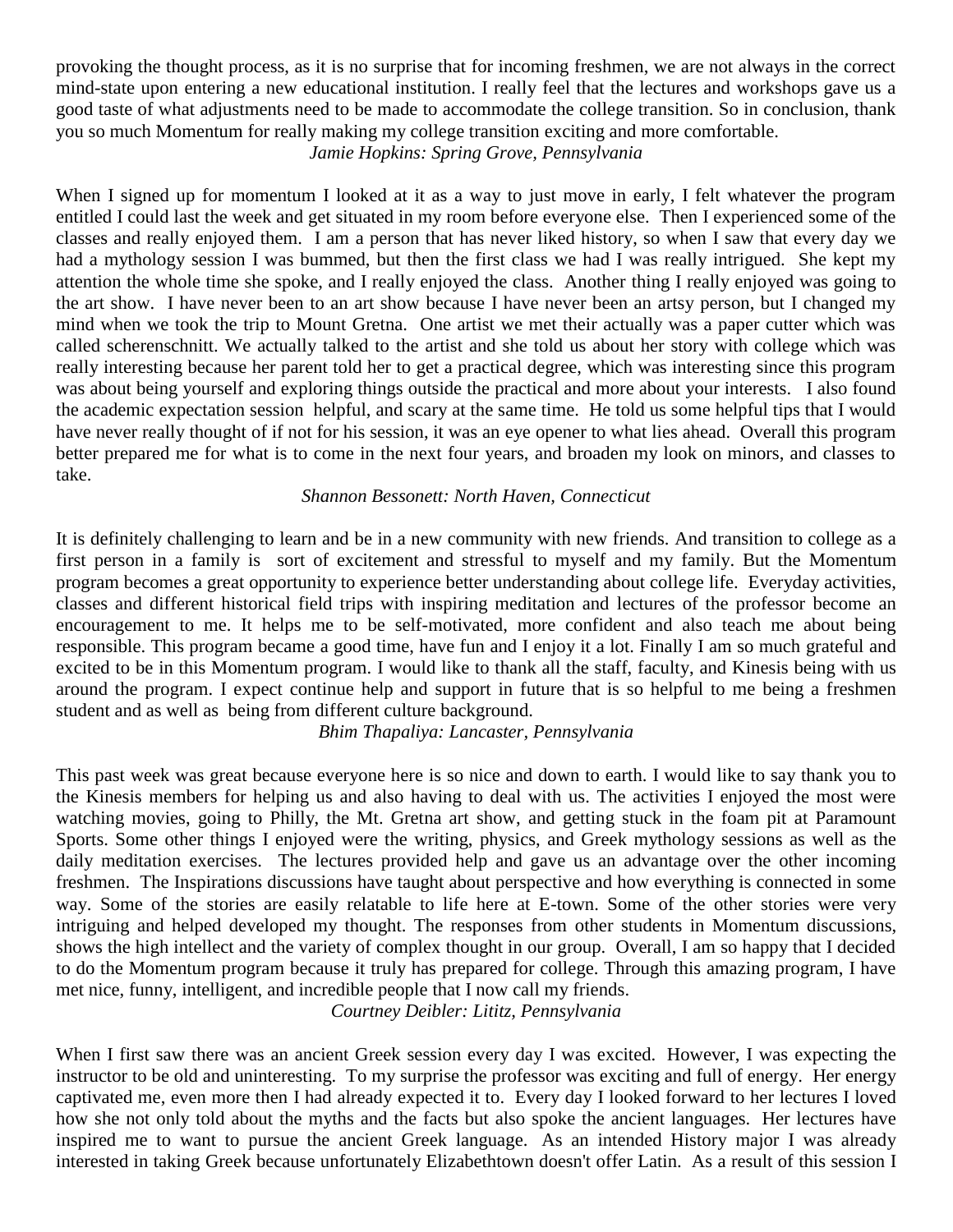provoking the thought process, as it is no surprise that for incoming freshmen, we are not always in the correct mind-state upon entering a new educational institution. I really feel that the lectures and workshops gave us a good taste of what adjustments need to be made to accommodate the college transition. So in conclusion, thank you so much Momentum for really making my college transition exciting and more comfortable.

*Jamie Hopkins: Spring Grove, Pennsylvania*

When I signed up for momentum I looked at it as a way to just move in early, I felt whatever the program entitled I could last the week and get situated in my room before everyone else. Then I experienced some of the classes and really enjoyed them. I am a person that has never liked history, so when I saw that every day we had a mythology session I was bummed, but then the first class we had I was really intrigued. She kept my attention the whole time she spoke, and I really enjoyed the class. Another thing I really enjoyed was going to the art show. I have never been to an art show because I have never been an artsy person, but I changed my mind when we took the trip to Mount Gretna. One artist we met their actually was a paper cutter which was called scherenschnitt. We actually talked to the artist and she told us about her story with college which was really interesting because her parent told her to get a practical degree, which was interesting since this program was about being yourself and exploring things outside the practical and more about your interests. I also found the academic expectation session helpful, and scary at the same time. He told us some helpful tips that I would have never really thought of if not for his session, it was an eye opener to what lies ahead. Overall this program better prepared me for what is to come in the next four years, and broaden my look on minors, and classes to take.

*Shannon Bessonett: North Haven, Connecticut*

It is definitely challenging to learn and be in a new community with new friends. And transition to college as a first person in a family is sort of excitement and stressful to myself and my family. But the Momentum program becomes a great opportunity to experience better understanding about college life. Everyday activities, classes and different historical field trips with inspiring meditation and lectures of the professor become an encouragement to me. It helps me to be self-motivated, more confident and also teach me about being responsible. This program became a good time, have fun and I enjoy it a lot. Finally I am so much grateful and excited to be in this Momentum program. I would like to thank all the staff, faculty, and Kinesis being with us around the program. I expect continue help and support in future that is so helpful to me being a freshmen student and as well as being from different culture background.

*Bhim Thapaliya: Lancaster, Pennsylvania*

This past week was great because everyone here is so nice and down to earth. I would like to say thank you to the Kinesis members for helping us and also having to deal with us. The activities I enjoyed the most were watching movies, going to Philly, the Mt. Gretna art show, and getting stuck in the foam pit at Paramount Sports. Some other things I enjoyed were the writing, physics, and Greek mythology sessions as well as the daily meditation exercises. The lectures provided help and gave us an advantage over the other incoming freshmen. The Inspirations discussions have taught about perspective and how everything is connected in some way. Some of the stories are easily relatable to life here at E-town. Some of the other stories were very intriguing and helped developed my thought. The responses from other students in Momentum discussions, shows the high intellect and the variety of complex thought in our group. Overall, I am so happy that I decided to do the Momentum program because it truly has prepared for college. Through this amazing program, I have met nice, funny, intelligent, and incredible people that I now call my friends.

*Courtney Deibler: Lititz, Pennsylvania*

When I first saw there was an ancient Greek session every day I was excited. However, I was expecting the instructor to be old and uninteresting. To my surprise the professor was exciting and full of energy. Her energy captivated me, even more then I had already expected it to. Every day I looked forward to her lectures I loved how she not only told about the myths and the facts but also spoke the ancient languages. Her lectures have inspired me to want to pursue the ancient Greek language. As an intended History major I was already interested in taking Greek because unfortunately Elizabethtown doesn't offer Latin. As a result of this session I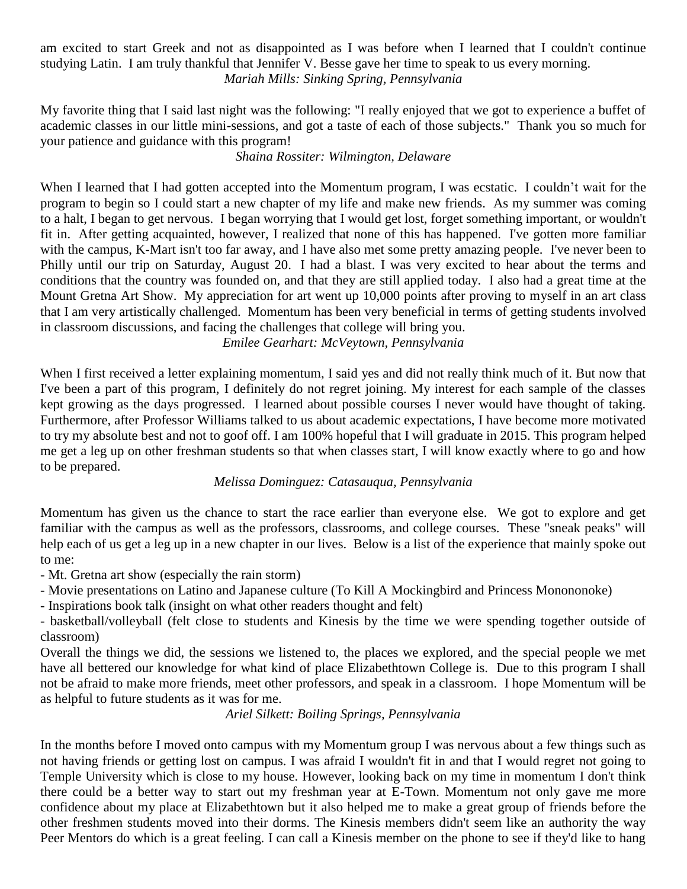am excited to start Greek and not as disappointed as I was before when I learned that I couldn't continue studying Latin. I am truly thankful that Jennifer V. Besse gave her time to speak to us every morning.

*Mariah Mills: Sinking Spring, Pennsylvania*

My favorite thing that I said last night was the following: "I really enjoyed that we got to experience a buffet of academic classes in our little mini-sessions, and got a taste of each of those subjects." Thank you so much for your patience and guidance with this program!

*Shaina Rossiter: Wilmington, Delaware*

When I learned that I had gotten accepted into the Momentum program, I was ecstatic. I couldn't wait for the program to begin so I could start a new chapter of my life and make new friends. As my summer was coming to a halt, I began to get nervous. I began worrying that I would get lost, forget something important, or wouldn't fit in. After getting acquainted, however, I realized that none of this has happened. I've gotten more familiar with the campus, K-Mart isn't too far away, and I have also met some pretty amazing people. I've never been to Philly until our trip on Saturday, August 20. I had a blast. I was very excited to hear about the terms and conditions that the country was founded on, and that they are still applied today. I also had a great time at the Mount Gretna Art Show. My appreciation for art went up 10,000 points after proving to myself in an art class that I am very artistically challenged. Momentum has been very beneficial in terms of getting students involved in classroom discussions, and facing the challenges that college will bring you.

*Emilee Gearhart: McVeytown, Pennsylvania*

When I first received a letter explaining momentum, I said yes and did not really think much of it. But now that I've been a part of this program, I definitely do not regret joining. My interest for each sample of the classes kept growing as the days progressed. I learned about possible courses I never would have thought of taking. Furthermore, after Professor Williams talked to us about academic expectations, I have become more motivated to try my absolute best and not to goof off. I am 100% hopeful that I will graduate in 2015. This program helped me get a leg up on other freshman students so that when classes start, I will know exactly where to go and how to be prepared.

*Melissa Dominguez: Catasauqua, Pennsylvania*

Momentum has given us the chance to start the race earlier than everyone else. We got to explore and get familiar with the campus as well as the professors, classrooms, and college courses. These "sneak peaks" will help each of us get a leg up in a new chapter in our lives. Below is a list of the experience that mainly spoke out to me:

- Mt. Gretna art show (especially the rain storm)
- Movie presentations on Latino and Japanese culture (To Kill A Mockingbird and Princess Monononoke)
- Inspirations book talk (insight on what other readers thought and felt)
- basketball/volleyball (felt close to students and Kinesis by the time we were spending together outside of classroom)

Overall the things we did, the sessions we listened to, the places we explored, and the special people we met have all bettered our knowledge for what kind of place Elizabethtown College is. Due to this program I shall not be afraid to make more friends, meet other professors, and speak in a classroom. I hope Momentum will be as helpful to future students as it was for me.

*Ariel Silkett: Boiling Springs, Pennsylvania*

In the months before I moved onto campus with my Momentum group I was nervous about a few things such as not having friends or getting lost on campus. I was afraid I wouldn't fit in and that I would regret not going to Temple University which is close to my house. However, looking back on my time in momentum I don't think there could be a better way to start out my freshman year at E-Town. Momentum not only gave me more confidence about my place at Elizabethtown but it also helped me to make a great group of friends before the other freshmen students moved into their dorms. The Kinesis members didn't seem like an authority the way Peer Mentors do which is a great feeling. I can call a Kinesis member on the phone to see if they'd like to hang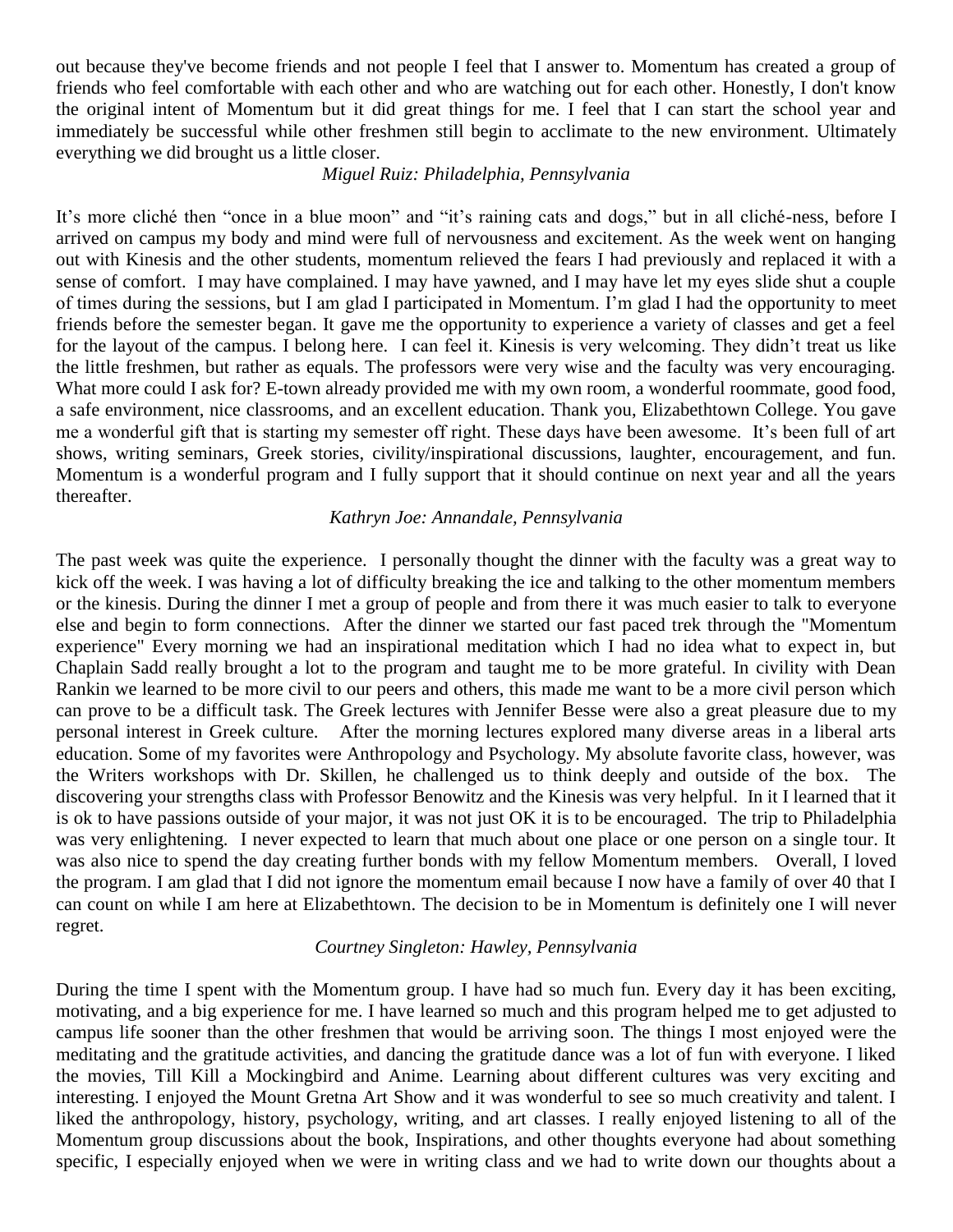out because they've become friends and not people I feel that I answer to. Momentum has created a group of friends who feel comfortable with each other and who are watching out for each other. Honestly, I don't know the original intent of Momentum but it did great things for me. I feel that I can start the school year and immediately be successful while other freshmen still begin to acclimate to the new environment. Ultimately everything we did brought us a little closer.

*Miguel Ruiz: Philadelphia, Pennsylvania*

It's more cliché then "once in a blue moon" and "it's raining cats and dogs," but in all cliché-ness, before I arrived on campus my body and mind were full of nervousness and excitement. As the week went on hanging out with Kinesis and the other students, momentum relieved the fears I had previously and replaced it with a sense of comfort. I may have complained. I may have yawned, and I may have let my eyes slide shut a couple of times during the sessions, but I am glad I participated in Momentum. I'm glad I had the opportunity to meet friends before the semester began. It gave me the opportunity to experience a variety of classes and get a feel for the layout of the campus. I belong here. I can feel it. Kinesis is very welcoming. They didn't treat us like the little freshmen, but rather as equals. The professors were very wise and the faculty was very encouraging. What more could I ask for? E-town already provided me with my own room, a wonderful roommate, good food, a safe environment, nice classrooms, and an excellent education. Thank you, Elizabethtown College. You gave me a wonderful gift that is starting my semester off right. These days have been awesome. It's been full of art shows, writing seminars, Greek stories, civility/inspirational discussions, laughter, encouragement, and fun. Momentum is a wonderful program and I fully support that it should continue on next year and all the years thereafter.

*Kathryn Joe: Annandale, Pennsylvania*

The past week was quite the experience. I personally thought the dinner with the faculty was a great way to kick off the week. I was having a lot of difficulty breaking the ice and talking to the other momentum members or the kinesis. During the dinner I met a group of people and from there it was much easier to talk to everyone else and begin to form connections. After the dinner we started our fast paced trek through the "Momentum experience" Every morning we had an inspirational meditation which I had no idea what to expect in, but Chaplain Sadd really brought a lot to the program and taught me to be more grateful. In civility with Dean Rankin we learned to be more civil to our peers and others, this made me want to be a more civil person which can prove to be a difficult task. The Greek lectures with Jennifer Besse were also a great pleasure due to my personal interest in Greek culture. After the morning lectures explored many diverse areas in a liberal arts education. Some of my favorites were Anthropology and Psychology. My absolute favorite class, however, was the Writers workshops with Dr. Skillen, he challenged us to think deeply and outside of the box. The discovering your strengths class with Professor Benowitz and the Kinesis was very helpful. In it I learned that it is ok to have passions outside of your major, it was not just OK it is to be encouraged. The trip to Philadelphia was very enlightening. I never expected to learn that much about one place or one person on a single tour. It was also nice to spend the day creating further bonds with my fellow Momentum members. Overall, I loved the program. I am glad that I did not ignore the momentum email because I now have a family of over 40 that I can count on while I am here at Elizabethtown. The decision to be in Momentum is definitely one I will never regret.

*Courtney Singleton: Hawley, Pennsylvania*

During the time I spent with the Momentum group. I have had so much fun. Every day it has been exciting, motivating, and a big experience for me. I have learned so much and this program helped me to get adjusted to campus life sooner than the other freshmen that would be arriving soon. The things I most enjoyed were the meditating and the gratitude activities, and dancing the gratitude dance was a lot of fun with everyone. I liked the movies, Till Kill a Mockingbird and Anime. Learning about different cultures was very exciting and interesting. I enjoyed the Mount Gretna Art Show and it was wonderful to see so much creativity and talent. I liked the anthropology, history, psychology, writing, and art classes. I really enjoyed listening to all of the Momentum group discussions about the book, Inspirations, and other thoughts everyone had about something specific, I especially enjoyed when we were in writing class and we had to write down our thoughts about a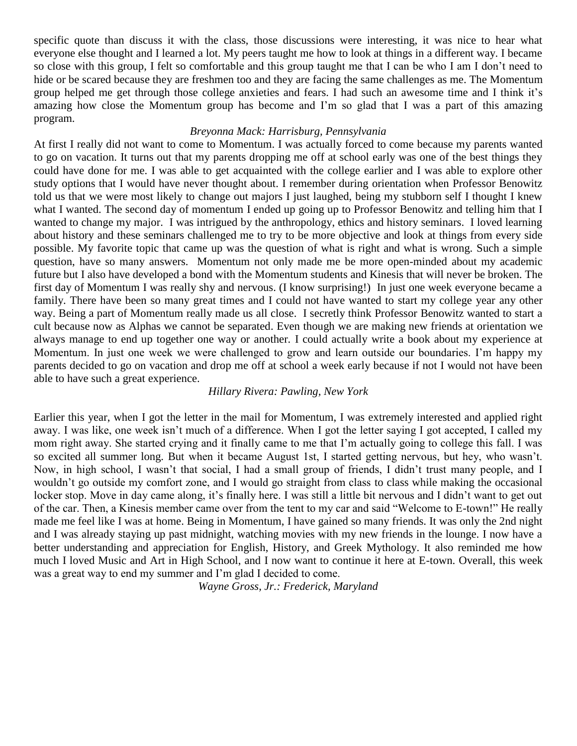specific quote than discuss it with the class, those discussions were interesting, it was nice to hear what everyone else thought and I learned a lot. My peers taught me how to look at things in a different way. I became so close with this group, I felt so comfortable and this group taught me that I can be who I am I don't need to hide or be scared because they are freshmen too and they are facing the same challenges as me. The Momentum group helped me get through those college anxieties and fears. I had such an awesome time and I think it's amazing how close the Momentum group has become and I'm so glad that I was a part of this amazing program.

*Breyonna Mack: Harrisburg, Pennsylvania*

At first I really did not want to come to Momentum. I was actually forced to come because my parents wanted to go on vacation. It turns out that my parents dropping me off at school early was one of the best things they could have done for me. I was able to get acquainted with the college earlier and I was able to explore other study options that I would have never thought about. I remember during orientation when Professor Benowitz told us that we were most likely to change out majors I just laughed, being my stubborn self I thought I knew what I wanted. The second day of momentum I ended up going up to Professor Benowitz and telling him that I wanted to change my major. I was intrigued by the anthropology, ethics and history seminars. I loved learning about history and these seminars challenged me to try to be more objective and look at things from every side possible. My favorite topic that came up was the question of what is right and what is wrong. Such a simple question, have so many answers. Momentum not only made me be more open-minded about my academic future but I also have developed a bond with the Momentum students and Kinesis that will never be broken. The first day of Momentum I was really shy and nervous. (I know surprising!) In just one week everyone became a family. There have been so many great times and I could not have wanted to start my college year any other way. Being a part of Momentum really made us all close. I secretly think Professor Benowitz wanted to start a cult because now as Alphas we cannot be separated. Even though we are making new friends at orientation we always manage to end up together one way or another. I could actually write a book about my experience at Momentum. In just one week we were challenged to grow and learn outside our boundaries. I'm happy my parents decided to go on vacation and drop me off at school a week early because if not I would not have been able to have such a great experience.

*Hillary Rivera: Pawling, New York*

Earlier this year, when I got the letter in the mail for Momentum, I was extremely interested and applied right away. I was like, one week isn't much of a difference. When I got the letter saying I got accepted, I called my mom right away. She started crying and it finally came to me that I'm actually going to college this fall. I was so excited all summer long. But when it became August 1st, I started getting nervous, but hey, who wasn't. Now, in high school, I wasn't that social, I had a small group of friends, I didn't trust many people, and I wouldn't go outside my comfort zone, and I would go straight from class to class while making the occasional locker stop. Move in day came along, it's finally here. I was still a little bit nervous and I didn't want to get out of the car. Then, a Kinesis member came over from the tent to my car and said "Welcome to E-town!" He really made me feel like I was at home. Being in Momentum, I have gained so many friends. It was only the 2nd night and I was already staying up past midnight, watching movies with my new friends in the lounge. I now have a better understanding and appreciation for English, History, and Greek Mythology. It also reminded me how much I loved Music and Art in High School, and I now want to continue it here at E-town. Overall, this week was a great way to end my summer and I'm glad I decided to come.

*Wayne Gross, Jr.: Frederick, Maryland*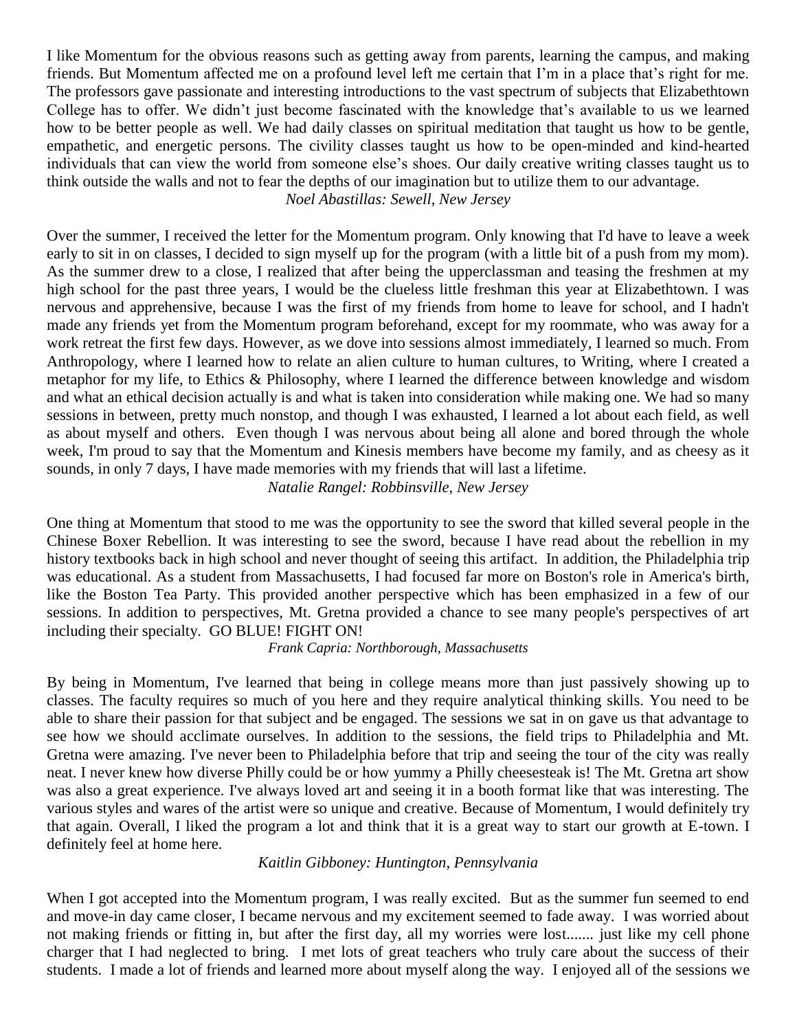I like Momentum for the obvious reasons such as getting away from parents, learning the campus, and making friends. But Momentum affected me on a profound level left me certain that I'm in a place that's right for me. The professors gave passionate and interesting introductions to the vast spectrum of subjects that Elizabethtown College has to offer. We didn't just become fascinated with the knowledge that's available to us we learned how to be better people as well. We had daily classes on spiritual meditation that taught us how to be gentle, empathetic, and energetic persons. The civility classes taught us how to be open-minded and kind-hearted individuals that can view the world from someone else's shoes. Our daily creative writing classes taught us to think outside the walls and not to fear the depths of our imagination but to utilize them to our advantage.

*Noel Abastillas: Sewell, New Jersey*

Over the summer, I received the letter for the Momentum program. Only knowing that I'd have to leave a week early to sit in on classes, I decided to sign myself up for the program (with a little bit of a push from my mom). As the summer drew to a close, I realized that after being the upperclassman and teasing the freshmen at my high school for the past three years, I would be the clueless little freshman this year at Elizabethtown. I was nervous and apprehensive, because I was the first of my friends from home to leave for school, and I hadn't made any friends yet from the Momentum program beforehand, except for my roommate, who was away for a work retreat the first few days. However, as we dove into sessions almost immediately, I learned so much. From Anthropology, where I learned how to relate an alien culture to human cultures, to Writing, where I created a metaphor for my life, to Ethics & Philosophy, where I learned the difference between knowledge and wisdom and what an ethical decision actually is and what is taken into consideration while making one. We had so many sessions in between, pretty much nonstop, and though I was exhausted, I learned a lot about each field, as well as about myself and others. Even though I was nervous about being all alone and bored through the whole week, I'm proud to say that the Momentum and Kinesis members have become my family, and as cheesy as it sounds, in only 7 days, I have made memories with my friends that will last a lifetime.

*Natalie Rangel: Robbinsville, New Jersey*

One thing at Momentum that stood to me was the opportunity to see the sword that killed several people in the Chinese Boxer Rebellion. It was interesting to see the sword, because I have read about the rebellion in my history textbooks back in high school and never thought of seeing this artifact. In addition, the Philadelphia trip was educational. As a student from Massachusetts, I had focused far more on Boston's role in America's birth, like the Boston Tea Party. This provided another perspective which has been emphasized in a few of our sessions. In addition to perspectives, Mt. Gretna provided a chance to see many people's perspectives of art including their specialty. GO BLUE! FIGHT ON!

*Frank Capria: Northborough, Massachusetts*

By being in Momentum, I've learned that being in college means more than just passively showing up to classes. The faculty requires so much of you here and they require analytical thinking skills. You need to be able to share their passion for that subject and be engaged. The sessions we sat in on gave us that advantage to see how we should acclimate ourselves. In addition to the sessions, the field trips to Philadelphia and Mt. Gretna were amazing. I've never been to Philadelphia before that trip and seeing the tour of the city was really neat. I never knew how diverse Philly could be or how yummy a Philly cheesesteak is! The Mt. Gretna art show was also a great experience. I've always loved art and seeing it in a booth format like that was interesting. The various styles and wares of the artist were so unique and creative. Because of Momentum, I would definitely try that again. Overall, I liked the program a lot and think that it is a great way to start our growth at E-town. I definitely feel at home here.

*Kaitlin Gibboney: Huntington, Pennsylvania*

When I got accepted into the Momentum program, I was really excited. But as the summer fun seemed to end and move-in day came closer, I became nervous and my excitement seemed to fade away. I was worried about not making friends or fitting in, but after the first day, all my worries were lost....... just like my cell phone charger that I had neglected to bring. I met lots of great teachers who truly care about the success of their students. I made a lot of friends and learned more about myself along the way. I enjoyed all of the sessions we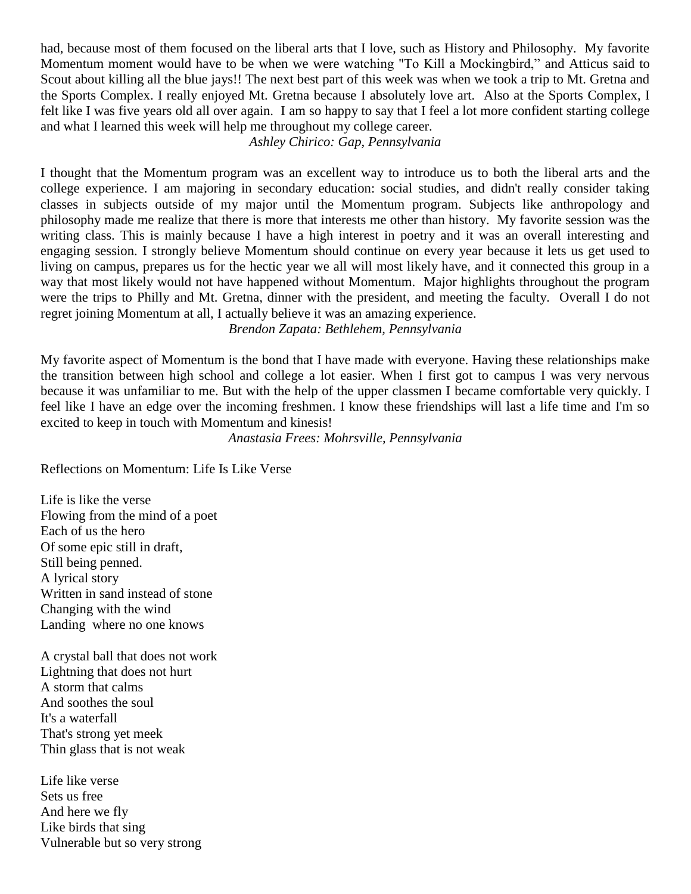had, because most of them focused on the liberal arts that I love, such as History and Philosophy. My favorite Momentum moment would have to be when we were watching "To Kill a Mockingbird," and Atticus said to Scout about killing all the blue jays!! The next best part of this week was when we took a trip to Mt. Gretna and the Sports Complex. I really enjoyed Mt. Gretna because I absolutely love art. Also at the Sports Complex, I felt like I was five years old all over again. I am so happy to say that I feel a lot more confident starting college and what I learned this week will help me throughout my college career.

*Ashley Chirico: Gap, Pennsylvania*

I thought that the Momentum program was an excellent way to introduce us to both the liberal arts and the college experience. I am majoring in secondary education: social studies, and didn't really consider taking classes in subjects outside of my major until the Momentum program. Subjects like anthropology and philosophy made me realize that there is more that interests me other than history. My favorite session was the writing class. This is mainly because I have a high interest in poetry and it was an overall interesting and engaging session. I strongly believe Momentum should continue on every year because it lets us get used to living on campus, prepares us for the hectic year we all will most likely have, and it connected this group in a way that most likely would not have happened without Momentum. Major highlights throughout the program were the trips to Philly and Mt. Gretna, dinner with the president, and meeting the faculty. Overall I do not regret joining Momentum at all, I actually believe it was an amazing experience.

*Brendon Zapata: Bethlehem, Pennsylvania*

My favorite aspect of Momentum is the bond that I have made with everyone. Having these relationships make the transition between high school and college a lot easier. When I first got to campus I was very nervous because it was unfamiliar to me. But with the help of the upper classmen I became comfortable very quickly. I feel like I have an edge over the incoming freshmen. I know these friendships will last a life time and I'm so excited to keep in touch with Momentum and kinesis!

*Anastasia Frees: Mohrsville, Pennsylvania*

Reflections on Momentum: Life Is Like Verse

Life is like the verse
Flowing from the mind of a poet
Each of us the hero
Of some epic still in draft,
Still being penned.
A lyrical story
Written in sand instead of stone
Changing with the wind
Landing where no one knows

A crystal ball that does not work
Lightning that does not hurt
A storm that calms
And soothes the soul
It's a waterfall
That's strong yet meek
Thin glass that is not weak

Life like verse
Sets us free
And here we fly
Like birds that sing
Vulnerable but so very strong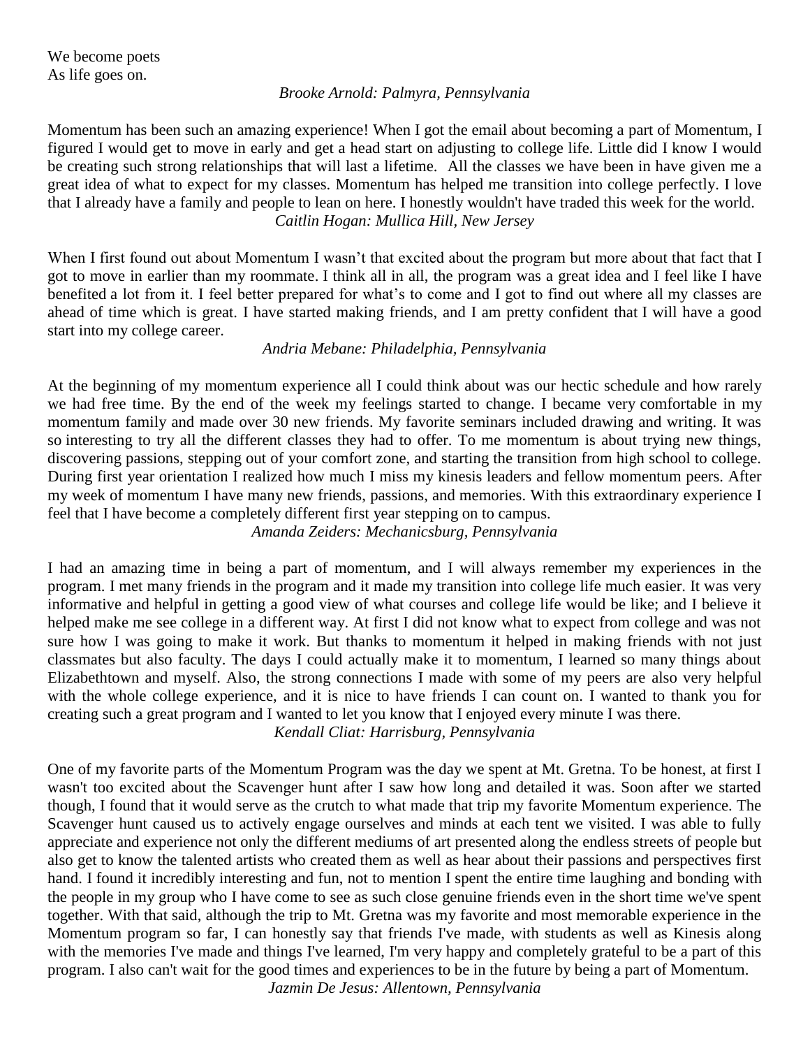We become poets
As life goes on.

*Brooke Arnold: Palmyra, Pennsylvania*

Momentum has been such an amazing experience! When I got the email about becoming a part of Momentum, I figured I would get to move in early and get a head start on adjusting to college life. Little did I know I would be creating such strong relationships that will last a lifetime. All the classes we have been in have given me a great idea of what to expect for my classes. Momentum has helped me transition into college perfectly. I love that I already have a family and people to lean on here. I honestly wouldn't have traded this week for the world.

*Caitlin Hogan: Mullica Hill, New Jersey*

When I first found out about Momentum I wasn't that excited about the program but more about that fact that I got to move in earlier than my roommate. I think all in all, the program was a great idea and I feel like I have benefited a lot from it. I feel better prepared for what's to come and I got to find out where all my classes are ahead of time which is great. I have started making friends, and I am pretty confident that I will have a good start into my college career.

*Andria Mebane: Philadelphia, Pennsylvania*

At the beginning of my momentum experience all I could think about was our hectic schedule and how rarely we had free time. By the end of the week my feelings started to change. I became very comfortable in my momentum family and made over 30 new friends. My favorite seminars included drawing and writing. It was so interesting to try all the different classes they had to offer. To me momentum is about trying new things, discovering passions, stepping out of your comfort zone, and starting the transition from high school to college. During first year orientation I realized how much I miss my kinesis leaders and fellow momentum peers. After my week of momentum I have many new friends, passions, and memories. With this extraordinary experience I feel that I have become a completely different first year stepping on to campus.

*Amanda Zeiders: Mechanicsburg, Pennsylvania*

I had an amazing time in being a part of momentum, and I will always remember my experiences in the program. I met many friends in the program and it made my transition into college life much easier. It was very informative and helpful in getting a good view of what courses and college life would be like; and I believe it helped make me see college in a different way. At first I did not know what to expect from college and was not sure how I was going to make it work. But thanks to momentum it helped in making friends with not just classmates but also faculty. The days I could actually make it to momentum, I learned so many things about Elizabethtown and myself. Also, the strong connections I made with some of my peers are also very helpful with the whole college experience, and it is nice to have friends I can count on. I wanted to thank you for creating such a great program and I wanted to let you know that I enjoyed every minute I was there.

*Kendall Cliat: Harrisburg, Pennsylvania*

One of my favorite parts of the Momentum Program was the day we spent at Mt. Gretna. To be honest, at first I wasn't too excited about the Scavenger hunt after I saw how long and detailed it was. Soon after we started though, I found that it would serve as the crutch to what made that trip my favorite Momentum experience. The Scavenger hunt caused us to actively engage ourselves and minds at each tent we visited. I was able to fully appreciate and experience not only the different mediums of art presented along the endless streets of people but also get to know the talented artists who created them as well as hear about their passions and perspectives first hand. I found it incredibly interesting and fun, not to mention I spent the entire time laughing and bonding with the people in my group who I have come to see as such close genuine friends even in the short time we've spent together. With that said, although the trip to Mt. Gretna was my favorite and most memorable experience in the Momentum program so far, I can honestly say that friends I've made, with students as well as Kinesis along with the memories I've made and things I've learned, I'm very happy and completely grateful to be a part of this program. I also can't wait for the good times and experiences to be in the future by being a part of Momentum.

*Jazmin De Jesus: Allentown, Pennsylvania*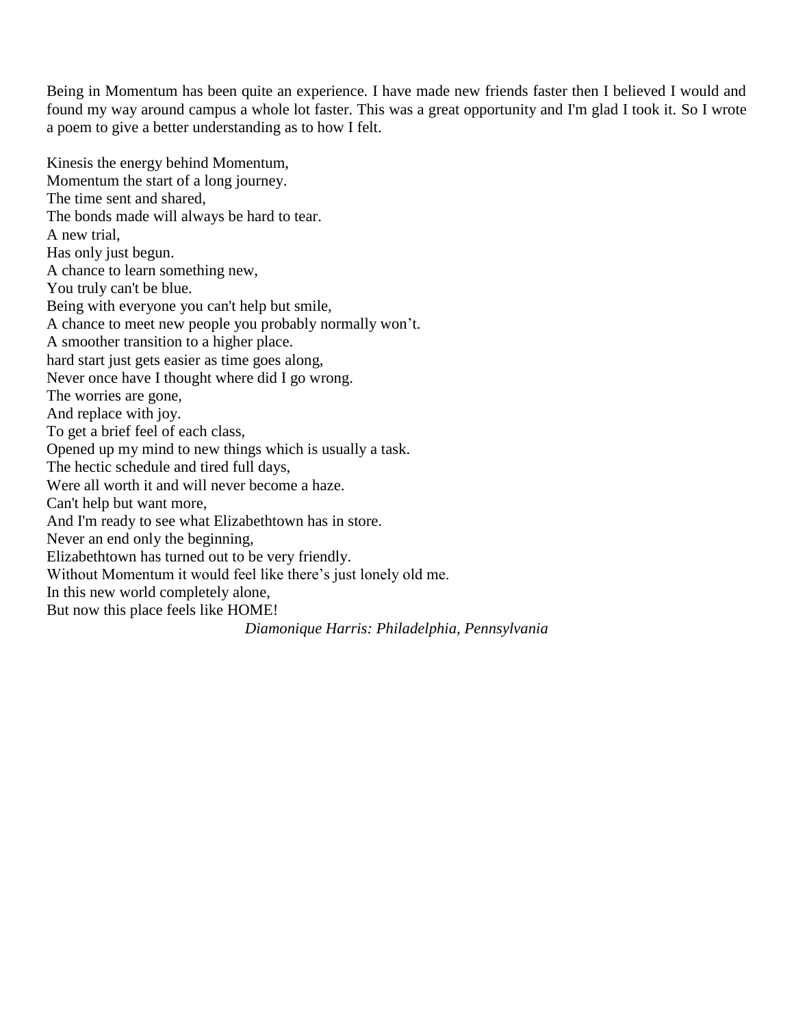Being in Momentum has been quite an experience. I have made new friends faster then I believed I would and found my way around campus a whole lot faster. This was a great opportunity and I'm glad I took it. So I wrote a poem to give a better understanding as to how I felt.

Kinesis the energy behind Momentum,  
Momentum the start of a long journey.  
The time sent and shared,  
The bonds made will always be hard to tear.  
A new trial,  
Has only just begun.  
A chance to learn something new,  
You truly can't be blue.  
Being with everyone you can't help but smile,  
A chance to meet new people you probably normally won't.  
A smoother transition to a higher place.  
hard start just gets easier as time goes along,  
Never once have I thought where did I go wrong.  
The worries are gone,  
And replace with joy.  
To get a brief feel of each class,  
Opened up my mind to new things which is usually a task.  
The hectic schedule and tired full days,  
Were all worth it and will never become a haze.  
Can't help but want more,  
And I'm ready to see what Elizabethtown has in store.  
Never an end only the beginning,  
Elizabethtown has turned out to be very friendly.  
Without Momentum it would feel like there's just lonely old me.  
In this new world completely alone,  
But now this place feels like HOME!

*Diamonique Harris: Philadelphia, Pennsylvania*